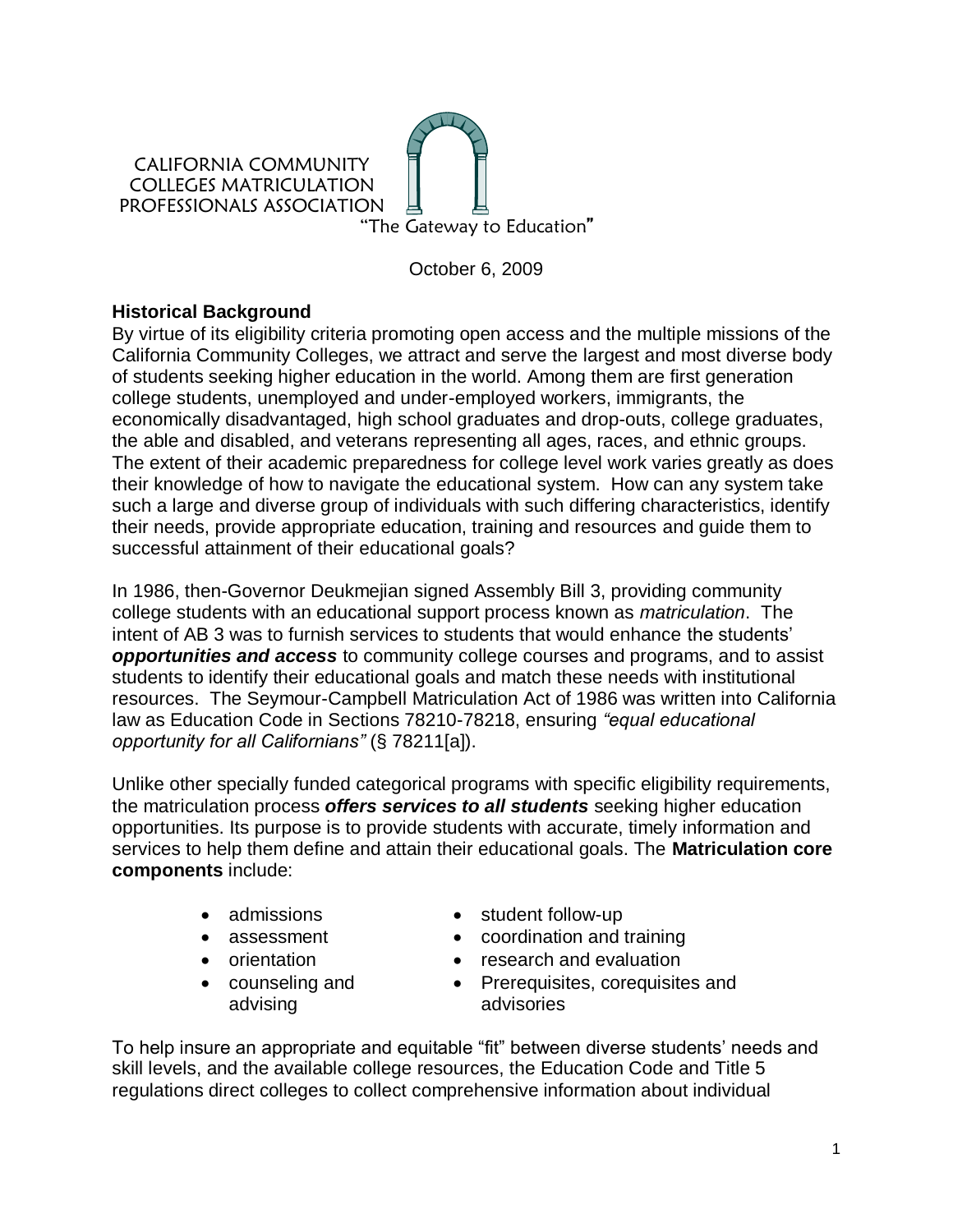CALIFORNIA COMMUNITY COLLEGES MATRICULATION PROFESSIONALS ASSOCIATION

"The Gateway to Education"

October 6, 2009

## Historical Background

By virtue of its eligibility criteria promoting open access and the multiple missions of the California Community Colleges, we attract and serve the largest and most diverse body of students seeking higher education in the world. Among them are first generation college students, unemployed and under-employed workers, immigrants, the economically disadvantaged, high school graduates and drop-outs, college graduates, the able and disabled, and veterans representing all ages, races, and ethnic groups. The extent of their academic preparedness for college level work varies greatly as does their knowledge of how to navigate the educational system. How can any system take such a large and diverse group of individuals with such differing characteristics, identify their needs, provide appropriate education, training and resources and guide them to successful attainment of their educational goals?

In 1986, then-Governor Deukmejian signed Assembly Bill 3, providing community college students with an educational support process known as *matriculation*. The intent of AB 3 was to furnish services to students that would enhance the students' ***opportunities and access*** to community college courses and programs, and to assist students to identify their educational goals and match these needs with institutional resources. The Seymour-Campbell Matriculation Act of 1986 was written into California law as Education Code in Sections 78210-78218, ensuring *"equal educational opportunity for all Californians"* (§ 78211[a]).

Unlike other specially funded categorical programs with specific eligibility requirements, the matriculation process ***offers services to all students*** seeking higher education opportunities. Its purpose is to provide students with accurate, timely information and services to help them define and attain their educational goals. The **Matriculation core components** include:

- admissions
- assessment
- orientation
- counseling and advising
- student follow-up
- coordination and training
- research and evaluation
- Prerequisites, corequisites and advisories

To help insure an appropriate and equitable "fit" between diverse students' needs and skill levels, and the available college resources, the Education Code and Title 5 regulations direct colleges to collect comprehensive information about individual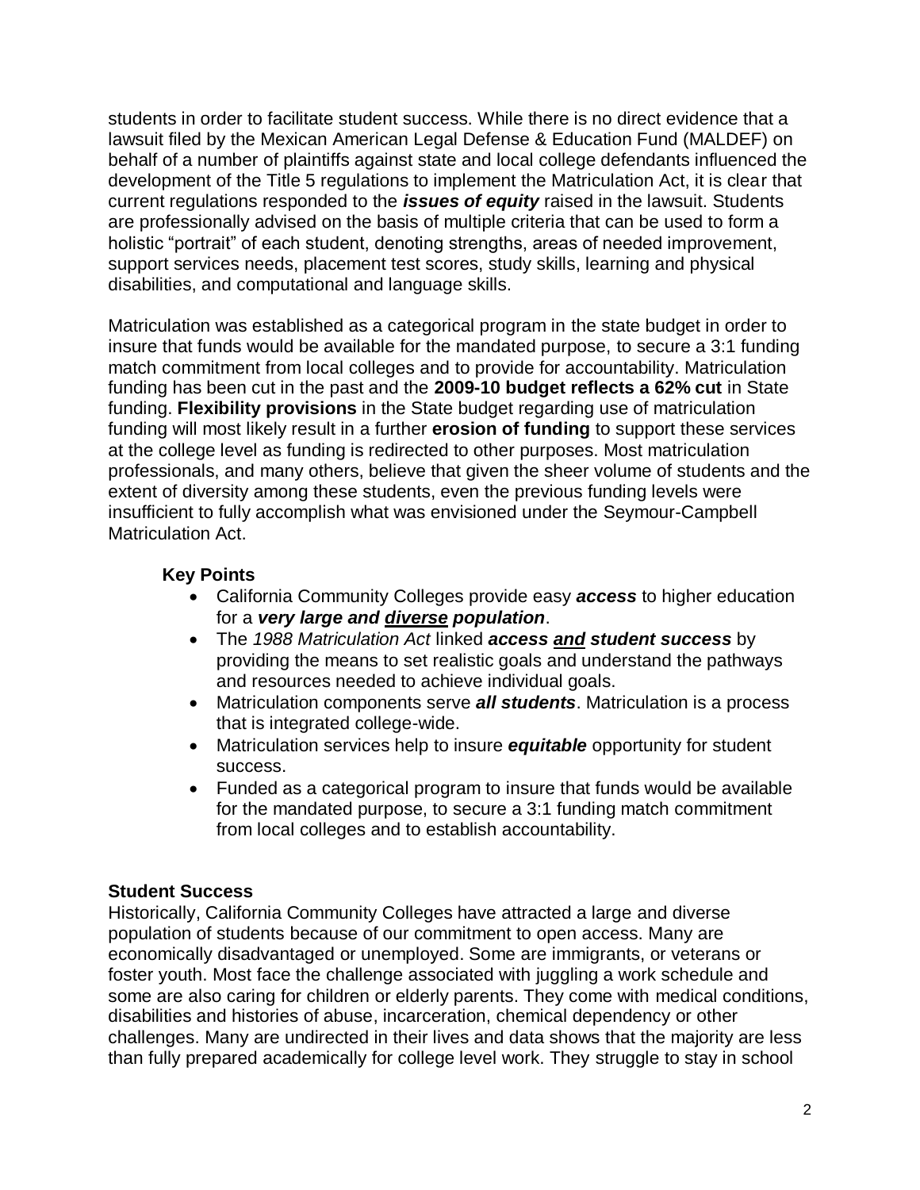students in order to facilitate student success. While there is no direct evidence that a lawsuit filed by the Mexican American Legal Defense & Education Fund (MALDEF) on behalf of a number of plaintiffs against state and local college defendants influenced the development of the Title 5 regulations to implement the Matriculation Act, it is clear that current regulations responded to the ***issues of equity*** raised in the lawsuit. Students are professionally advised on the basis of multiple criteria that can be used to form a holistic "portrait" of each student, denoting strengths, areas of needed improvement, support services needs, placement test scores, study skills, learning and physical disabilities, and computational and language skills.

Matriculation was established as a categorical program in the state budget in order to insure that funds would be available for the mandated purpose, to secure a 3:1 funding match commitment from local colleges and to provide for accountability. Matriculation funding has been cut in the past and the **2009-10 budget reflects a 62% cut** in State funding. **Flexibility provisions** in the State budget regarding use of matriculation funding will most likely result in a further **erosion of funding** to support these services at the college level as funding is redirected to other purposes. Most matriculation professionals, and many others, believe that given the sheer volume of students and the extent of diversity among these students, even the previous funding levels were insufficient to fully accomplish what was envisioned under the Seymour-Campbell Matriculation Act.

**Key Points**

- California Community Colleges provide easy ***access*** to higher education for a ***very large and <u>diverse</u> population***.
- The *1988 Matriculation Act* linked ***access <u>and</u> student success*** by providing the means to set realistic goals and understand the pathways and resources needed to achieve individual goals.
- Matriculation components serve ***all students***. Matriculation is a process that is integrated college-wide.
- Matriculation services help to insure ***equitable*** opportunity for student success.
- Funded as a categorical program to insure that funds would be available for the mandated purpose, to secure a 3:1 funding match commitment from local colleges and to establish accountability.

**Student Success**

Historically, California Community Colleges have attracted a large and diverse population of students because of our commitment to open access. Many are economically disadvantaged or unemployed. Some are immigrants, or veterans or foster youth. Most face the challenge associated with juggling a work schedule and some are also caring for children or elderly parents. They come with medical conditions, disabilities and histories of abuse, incarceration, chemical dependency or other challenges. Many are undirected in their lives and data shows that the majority are less than fully prepared academically for college level work. They struggle to stay in school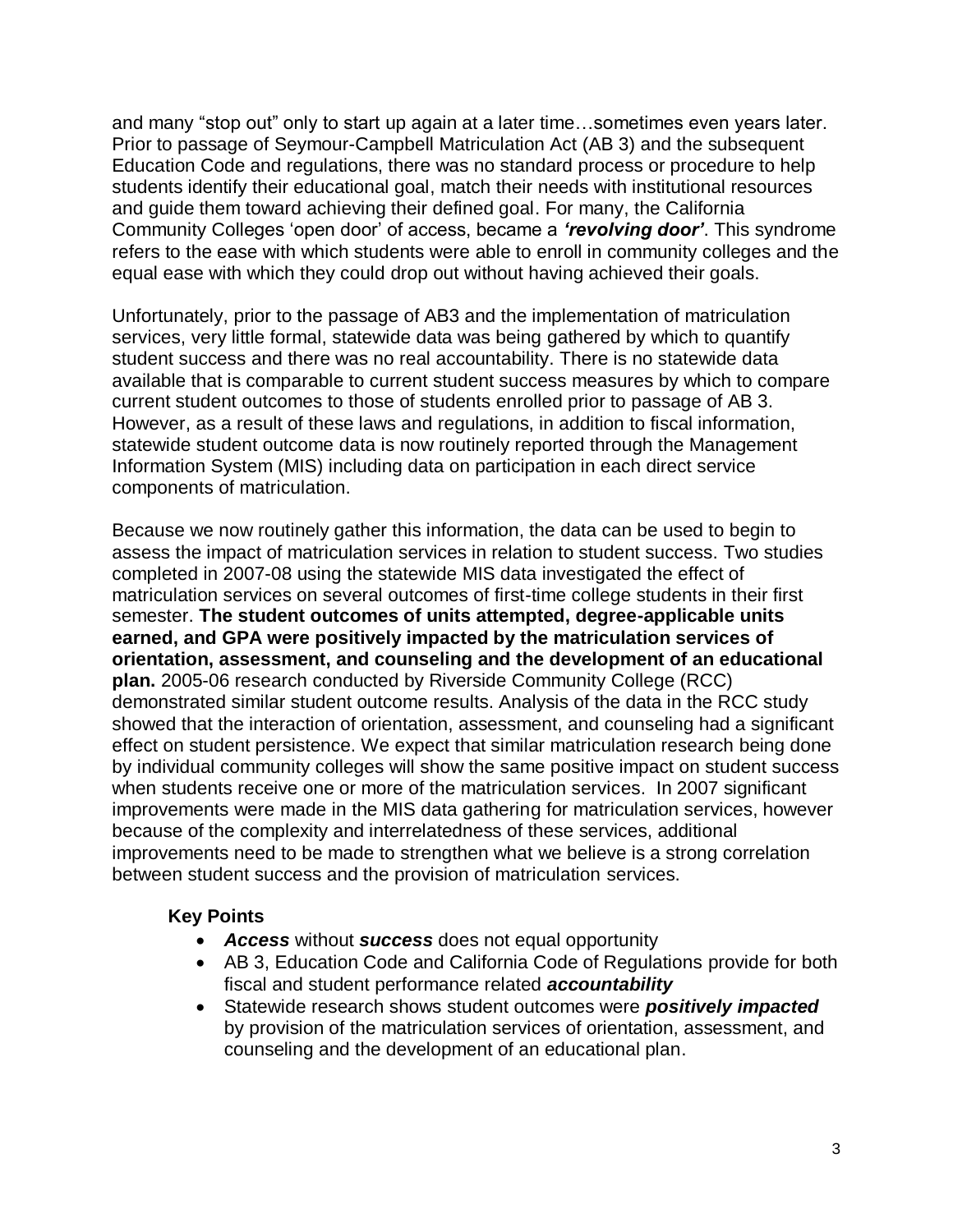and many "stop out" only to start up again at a later time…sometimes even years later. Prior to passage of Seymour-Campbell Matriculation Act (AB 3) and the subsequent Education Code and regulations, there was no standard process or procedure to help students identify their educational goal, match their needs with institutional resources and guide them toward achieving their defined goal. For many, the California Community Colleges 'open door' of access, became a ***'revolving door'***. This syndrome refers to the ease with which students were able to enroll in community colleges and the equal ease with which they could drop out without having achieved their goals.

Unfortunately, prior to the passage of AB3 and the implementation of matriculation services, very little formal, statewide data was being gathered by which to quantify student success and there was no real accountability. There is no statewide data available that is comparable to current student success measures by which to compare current student outcomes to those of students enrolled prior to passage of AB 3. However, as a result of these laws and regulations, in addition to fiscal information, statewide student outcome data is now routinely reported through the Management Information System (MIS) including data on participation in each direct service components of matriculation.

Because we now routinely gather this information, the data can be used to begin to assess the impact of matriculation services in relation to student success. Two studies completed in 2007-08 using the statewide MIS data investigated the effect of matriculation services on several outcomes of first-time college students in their first semester. **The student outcomes of units attempted, degree-applicable units earned, and GPA were positively impacted by the matriculation services of orientation, assessment, and counseling and the development of an educational plan.** 2005-06 research conducted by Riverside Community College (RCC) demonstrated similar student outcome results. Analysis of the data in the RCC study showed that the interaction of orientation, assessment, and counseling had a significant effect on student persistence. We expect that similar matriculation research being done by individual community colleges will show the same positive impact on student success when students receive one or more of the matriculation services. In 2007 significant improvements were made in the MIS data gathering for matriculation services, however because of the complexity and interrelatedness of these services, additional improvements need to be made to strengthen what we believe is a strong correlation between student success and the provision of matriculation services.

**Key Points**

- ***Access*** without ***success*** does not equal opportunity
- AB 3, Education Code and California Code of Regulations provide for both fiscal and student performance related ***accountability***
- Statewide research shows student outcomes were ***positively impacted*** by provision of the matriculation services of orientation, assessment, and counseling and the development of an educational plan.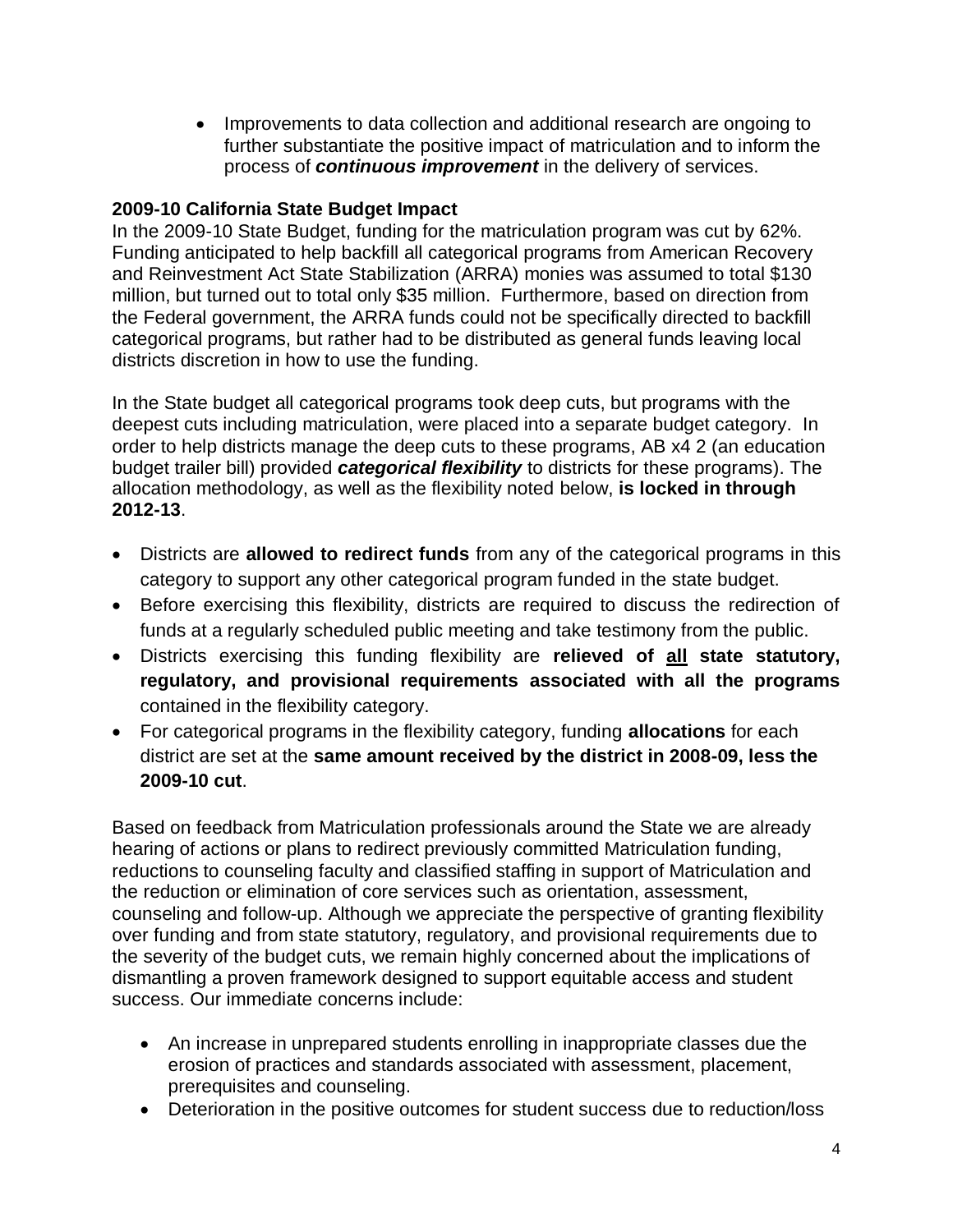- Improvements to data collection and additional research are ongoing to further substantiate the positive impact of matriculation and to inform the process of ***continuous improvement*** in the delivery of services.

**2009-10 California State Budget Impact**

In the 2009-10 State Budget, funding for the matriculation program was cut by 62%. Funding anticipated to help backfill all categorical programs from American Recovery and Reinvestment Act State Stabilization (ARRA) monies was assumed to total $130 million, but turned out to total only $35 million. Furthermore, based on direction from the Federal government, the ARRA funds could not be specifically directed to backfill categorical programs, but rather had to be distributed as general funds leaving local districts discretion in how to use the funding.

In the State budget all categorical programs took deep cuts, but programs with the deepest cuts including matriculation, were placed into a separate budget category. In order to help districts manage the deep cuts to these programs, AB x4 2 (an education budget trailer bill) provided ***categorical flexibility*** to districts for these programs). The allocation methodology, as well as the flexibility noted below, **is locked in through 2012-13**.

- Districts are **allowed to redirect funds** from any of the categorical programs in this category to support any other categorical program funded in the state budget.
- Before exercising this flexibility, districts are required to discuss the redirection of funds at a regularly scheduled public meeting and take testimony from the public.
- Districts exercising this funding flexibility are **relieved of <u>all</u> state statutory, regulatory, and provisional requirements associated with all the programs** contained in the flexibility category.
- For categorical programs in the flexibility category, funding **allocations** for each district are set at the **same amount received by the district in 2008-09, less the 2009-10 cut**.

Based on feedback from Matriculation professionals around the State we are already hearing of actions or plans to redirect previously committed Matriculation funding, reductions to counseling faculty and classified staffing in support of Matriculation and the reduction or elimination of core services such as orientation, assessment, counseling and follow-up. Although we appreciate the perspective of granting flexibility over funding and from state statutory, regulatory, and provisional requirements due to the severity of the budget cuts, we remain highly concerned about the implications of dismantling a proven framework designed to support equitable access and student success. Our immediate concerns include:

- An increase in unprepared students enrolling in inappropriate classes due the erosion of practices and standards associated with assessment, placement, prerequisites and counseling.
- Deterioration in the positive outcomes for student success due to reduction/loss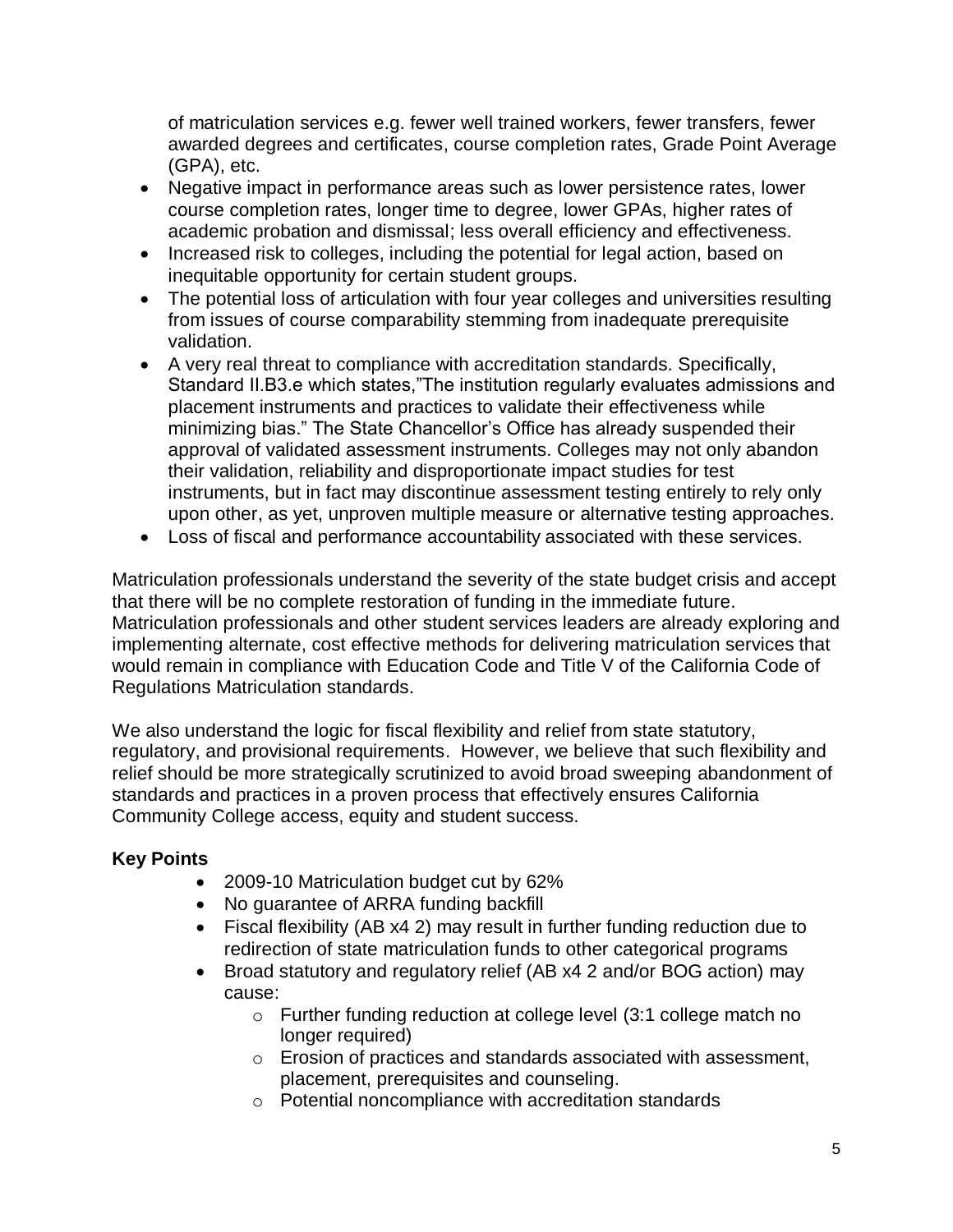of matriculation services e.g. fewer well trained workers, fewer transfers, fewer awarded degrees and certificates, course completion rates, Grade Point Average (GPA), etc.

- Negative impact in performance areas such as lower persistence rates, lower course completion rates, longer time to degree, lower GPAs, higher rates of academic probation and dismissal; less overall efficiency and effectiveness.
- Increased risk to colleges, including the potential for legal action, based on inequitable opportunity for certain student groups.
- The potential loss of articulation with four year colleges and universities resulting from issues of course comparability stemming from inadequate prerequisite validation.
- A very real threat to compliance with accreditation standards. Specifically, Standard II.B3.e which states,"The institution regularly evaluates admissions and placement instruments and practices to validate their effectiveness while minimizing bias." The State Chancellor's Office has already suspended their approval of validated assessment instruments. Colleges may not only abandon their validation, reliability and disproportionate impact studies for test instruments, but in fact may discontinue assessment testing entirely to rely only upon other, as yet, unproven multiple measure or alternative testing approaches.
- Loss of fiscal and performance accountability associated with these services.

Matriculation professionals understand the severity of the state budget crisis and accept that there will be no complete restoration of funding in the immediate future. Matriculation professionals and other student services leaders are already exploring and implementing alternate, cost effective methods for delivering matriculation services that would remain in compliance with Education Code and Title V of the California Code of Regulations Matriculation standards.

We also understand the logic for fiscal flexibility and relief from state statutory, regulatory, and provisional requirements. However, we believe that such flexibility and relief should be more strategically scrutinized to avoid broad sweeping abandonment of standards and practices in a proven process that effectively ensures California Community College access, equity and student success.

**Key Points**

- 2009-10 Matriculation budget cut by 62%
- No guarantee of ARRA funding backfill
- Fiscal flexibility (AB x4 2) may result in further funding reduction due to redirection of state matriculation funds to other categorical programs
- Broad statutory and regulatory relief (AB x4 2 and/or BOG action) may cause:
  - Further funding reduction at college level (3:1 college match no longer required)
  - Erosion of practices and standards associated with assessment, placement, prerequisites and counseling.
  - Potential noncompliance with accreditation standards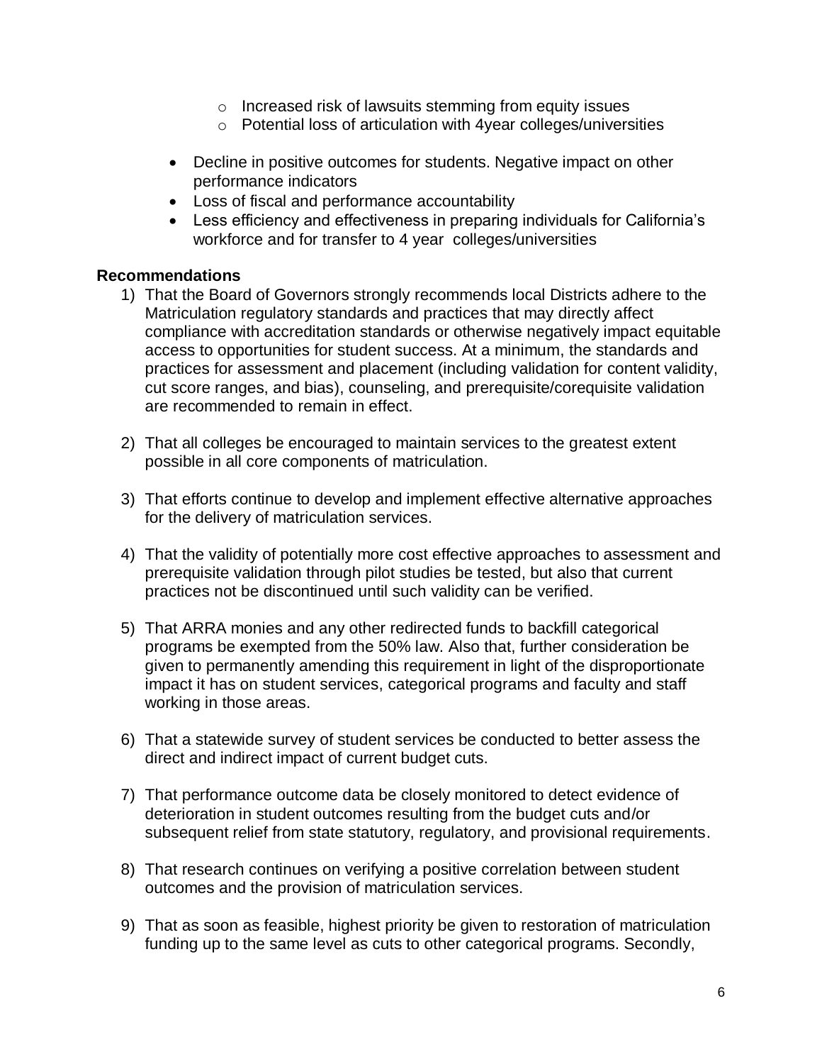- Increased risk of lawsuits stemming from equity issues
    - Potential loss of articulation with 4year colleges/universities

- Decline in positive outcomes for students. Negative impact on other performance indicators
- Loss of fiscal and performance accountability
- Less efficiency and effectiveness in preparing individuals for California's workforce and for transfer to 4 year colleges/universities

**Recommendations**

1) That the Board of Governors strongly recommends local Districts adhere to the Matriculation regulatory standards and practices that may directly affect compliance with accreditation standards or otherwise negatively impact equitable access to opportunities for student success. At a minimum, the standards and practices for assessment and placement (including validation for content validity, cut score ranges, and bias), counseling, and prerequisite/corequisite validation are recommended to remain in effect.

2) That all colleges be encouraged to maintain services to the greatest extent possible in all core components of matriculation.

3) That efforts continue to develop and implement effective alternative approaches for the delivery of matriculation services.

4) That the validity of potentially more cost effective approaches to assessment and prerequisite validation through pilot studies be tested, but also that current practices not be discontinued until such validity can be verified.

5) That ARRA monies and any other redirected funds to backfill categorical programs be exempted from the 50% law. Also that, further consideration be given to permanently amending this requirement in light of the disproportionate impact it has on student services, categorical programs and faculty and staff working in those areas.

6) That a statewide survey of student services be conducted to better assess the direct and indirect impact of current budget cuts.

7) That performance outcome data be closely monitored to detect evidence of deterioration in student outcomes resulting from the budget cuts and/or subsequent relief from state statutory, regulatory, and provisional requirements.

8) That research continues on verifying a positive correlation between student outcomes and the provision of matriculation services.

9) That as soon as feasible, highest priority be given to restoration of matriculation funding up to the same level as cuts to other categorical programs. Secondly,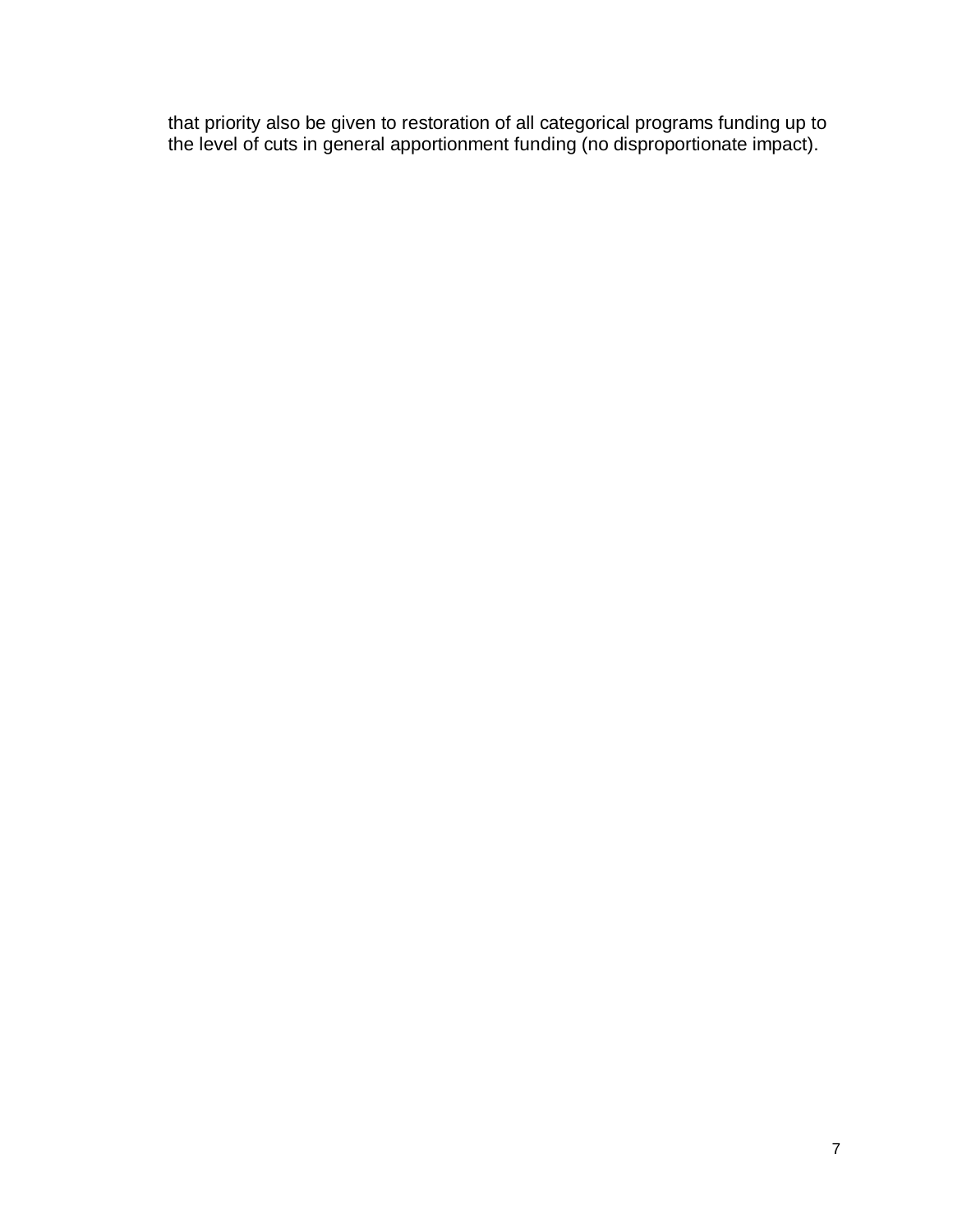that priority also be given to restoration of all categorical programs funding up to the level of cuts in general apportionment funding (no disproportionate impact).